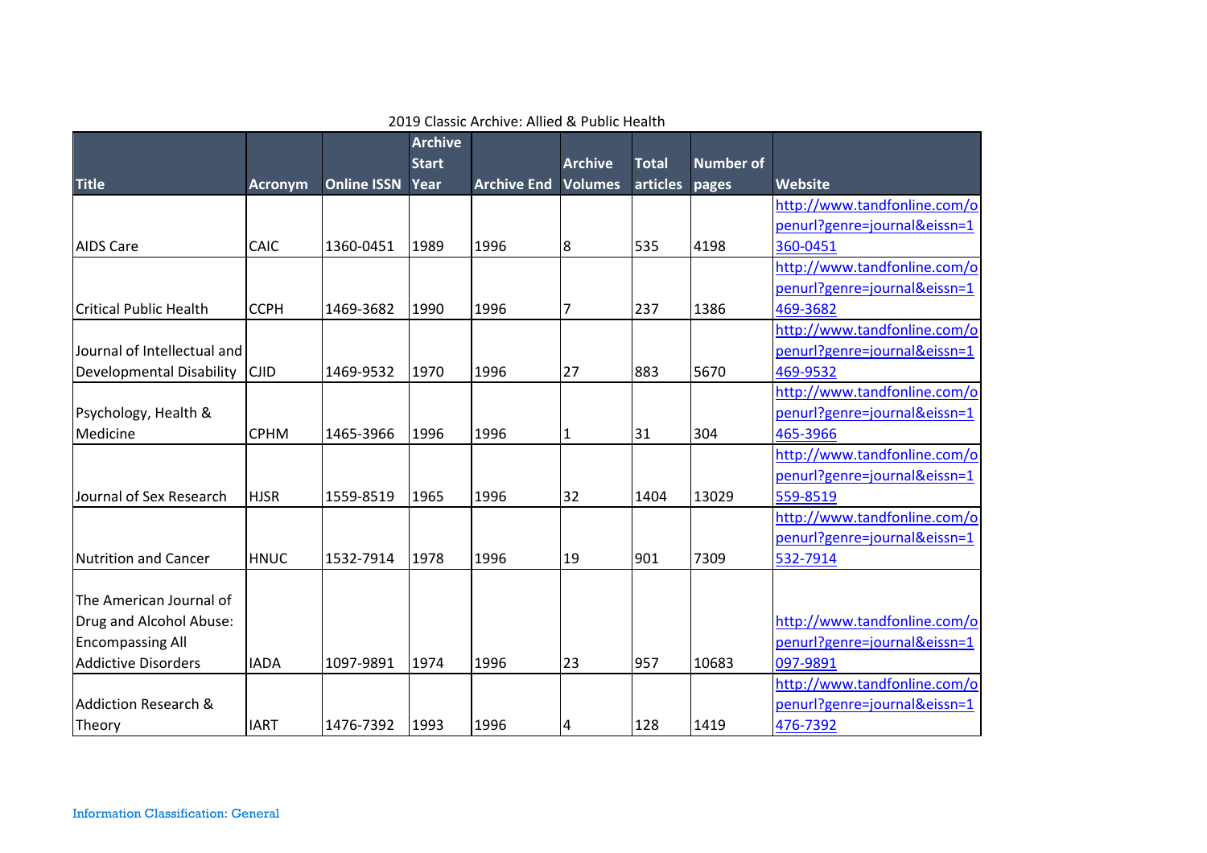2019 Classic Archive: Allied & Public Health

| Title | Acronym | Online ISSN | Archive Start Year | Archive End | Archive Volumes | Total articles | Number of pages | Website |
|---|---|---|---|---|---|---|---|---|
| AIDS Care | CAIC | 1360-0451 | 1989 | 1996 | 8 | 535 | 4198 | http://www.tandfonline.com/openurl?genre=journal&eissn=1360-0451 |
| Critical Public Health | CCPH | 1469-3682 | 1990 | 1996 | 7 | 237 | 1386 | http://www.tandfonline.com/openurl?genre=journal&eissn=1469-3682 |
| Journal of Intellectual and Developmental Disability | CJID | 1469-9532 | 1970 | 1996 | 27 | 883 | 5670 | http://www.tandfonline.com/openurl?genre=journal&eissn=1469-9532 |
| Psychology, Health & Medicine | CPHM | 1465-3966 | 1996 | 1996 | 1 | 31 | 304 | http://www.tandfonline.com/openurl?genre=journal&eissn=1465-3966 |
| Journal of Sex Research | HJSR | 1559-8519 | 1965 | 1996 | 32 | 1404 | 13029 | http://www.tandfonline.com/openurl?genre=journal&eissn=1559-8519 |
| Nutrition and Cancer | HNUC | 1532-7914 | 1978 | 1996 | 19 | 901 | 7309 | http://www.tandfonline.com/openurl?genre=journal&eissn=1532-7914 |
| The American Journal of Drug and Alcohol Abuse: Encompassing All Addictive Disorders | IADA | 1097-9891 | 1974 | 1996 | 23 | 957 | 10683 | http://www.tandfonline.com/openurl?genre=journal&eissn=1097-9891 |
| Addiction Research & Theory | IART | 1476-7392 | 1993 | 1996 | 4 | 128 | 1419 | http://www.tandfonline.com/openurl?genre=journal&eissn=1476-7392 |

Information Classification: General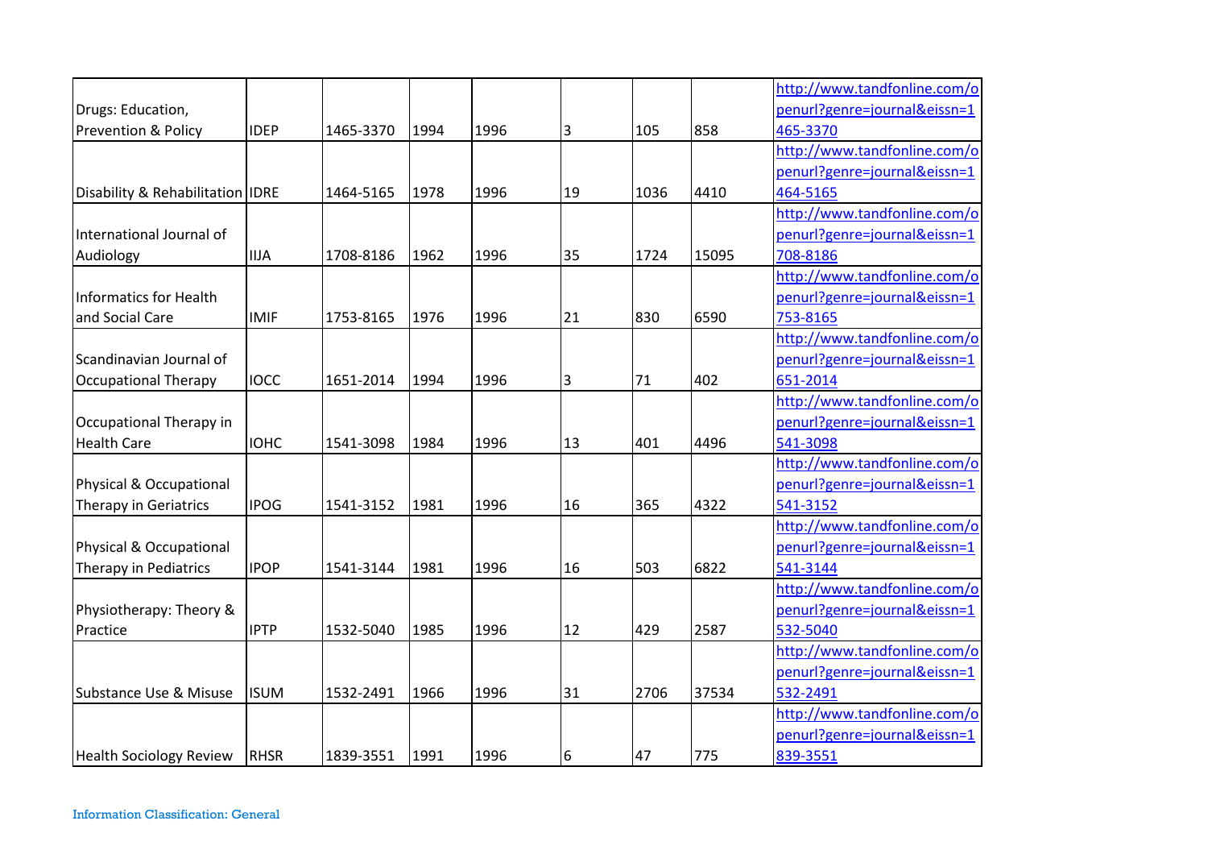| | | | | | | | | |
|---|---|---|---|---|---|---|---|---|
| Drugs: Education, Prevention & Policy | IDEP | 1465-3370 | 1994 | 1996 | 3 | 105 | 858 | http://www.tandfonline.com/openurl?genre=journal&eissn=1465-3370 |
| Disability & Rehabilitation | IDRE | 1464-5165 | 1978 | 1996 | 19 | 1036 | 4410 | http://www.tandfonline.com/openurl?genre=journal&eissn=1464-5165 |
| International Journal of Audiology | IIJA | 1708-8186 | 1962 | 1996 | 35 | 1724 | 15095 | http://www.tandfonline.com/openurl?genre=journal&eissn=1708-8186 |
| Informatics for Health and Social Care | IMIF | 1753-8165 | 1976 | 1996 | 21 | 830 | 6590 | http://www.tandfonline.com/openurl?genre=journal&eissn=1753-8165 |
| Scandinavian Journal of Occupational Therapy | IOCC | 1651-2014 | 1994 | 1996 | 3 | 71 | 402 | http://www.tandfonline.com/openurl?genre=journal&eissn=1651-2014 |
| Occupational Therapy in Health Care | IOHC | 1541-3098 | 1984 | 1996 | 13 | 401 | 4496 | http://www.tandfonline.com/openurl?genre=journal&eissn=1541-3098 |
| Physical & Occupational Therapy in Geriatrics | IPOG | 1541-3152 | 1981 | 1996 | 16 | 365 | 4322 | http://www.tandfonline.com/openurl?genre=journal&eissn=1541-3152 |
| Physical & Occupational Therapy in Pediatrics | IPOP | 1541-3144 | 1981 | 1996 | 16 | 503 | 6822 | http://www.tandfonline.com/openurl?genre=journal&eissn=1541-3144 |
| Physiotherapy: Theory & Practice | IPTP | 1532-5040 | 1985 | 1996 | 12 | 429 | 2587 | http://www.tandfonline.com/openurl?genre=journal&eissn=1532-5040 |
| Substance Use & Misuse | ISUM | 1532-2491 | 1966 | 1996 | 31 | 2706 | 37534 | http://www.tandfonline.com/openurl?genre=journal&eissn=1532-2491 |
| Health Sociology Review | RHSR | 1839-3551 | 1991 | 1996 | 6 | 47 | 775 | http://www.tandfonline.com/openurl?genre=journal&eissn=1839-3551 |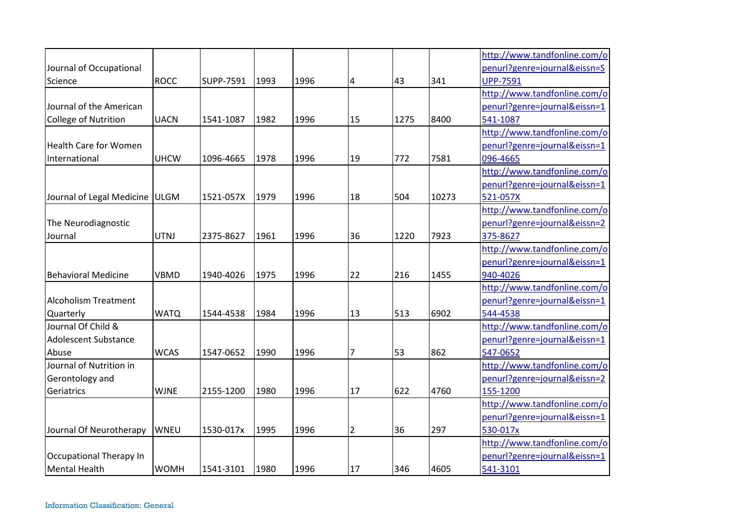| | | | | | | | | |
|---|---|---|---|---|---|---|---|---|
| Journal of Occupational Science | ROCC | SUPP-7591 | 1993 | 1996 | 4 | 43 | 341 | http://www.tandfonline.com/openurl?genre=journal&eissn=SUPP-7591 |
| Journal of the American College of Nutrition | UACN | 1541-1087 | 1982 | 1996 | 15 | 1275 | 8400 | http://www.tandfonline.com/openurl?genre=journal&eissn=1541-1087 |
| Health Care for Women International | UHCW | 1096-4665 | 1978 | 1996 | 19 | 772 | 7581 | http://www.tandfonline.com/openurl?genre=journal&eissn=1096-4665 |
| Journal of Legal Medicine | ULGM | 1521-057X | 1979 | 1996 | 18 | 504 | 10273 | http://www.tandfonline.com/openurl?genre=journal&eissn=1521-057X |
| The Neurodiagnostic Journal | UTNJ | 2375-8627 | 1961 | 1996 | 36 | 1220 | 7923 | http://www.tandfonline.com/openurl?genre=journal&eissn=2375-8627 |
| Behavioral Medicine | VBMD | 1940-4026 | 1975 | 1996 | 22 | 216 | 1455 | http://www.tandfonline.com/openurl?genre=journal&eissn=1940-4026 |
| Alcoholism Treatment Quarterly | WATQ | 1544-4538 | 1984 | 1996 | 13 | 513 | 6902 | http://www.tandfonline.com/openurl?genre=journal&eissn=1544-4538 |
| Journal Of Child & Adolescent Substance Abuse | WCAS | 1547-0652 | 1990 | 1996 | 7 | 53 | 862 | http://www.tandfonline.com/openurl?genre=journal&eissn=1547-0652 |
| Journal of Nutrition in Gerontology and Geriatrics | WJNE | 2155-1200 | 1980 | 1996 | 17 | 622 | 4760 | http://www.tandfonline.com/openurl?genre=journal&eissn=2155-1200 |
| Journal Of Neurotherapy | WNEU | 1530-017x | 1995 | 1996 | 2 | 36 | 297 | http://www.tandfonline.com/openurl?genre=journal&eissn=1530-017x |
| Occupational Therapy In Mental Health | WOMH | 1541-3101 | 1980 | 1996 | 17 | 346 | 4605 | http://www.tandfonline.com/openurl?genre=journal&eissn=1541-3101 |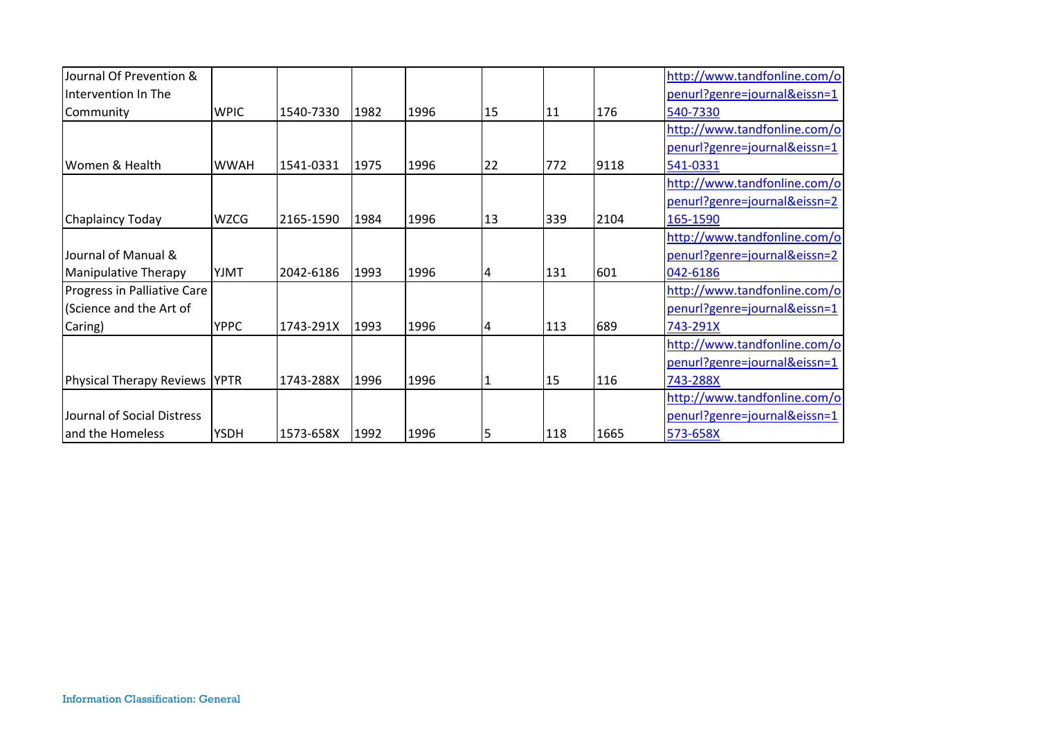| | | | | | | | | |
|---|---|---|---|---|---|---|---|---|
| Journal Of Prevention & Intervention In The Community | WPIC | 1540-7330 | 1982 | 1996 | 15 | 11 | 176 | http://www.tandfonline.com/openurl?genre=journal&eissn=1540-7330 |
| Women & Health | WWAH | 1541-0331 | 1975 | 1996 | 22 | 772 | 9118 | http://www.tandfonline.com/openurl?genre=journal&eissn=1541-0331 |
| Chaplaincy Today | WZCG | 2165-1590 | 1984 | 1996 | 13 | 339 | 2104 | http://www.tandfonline.com/openurl?genre=journal&eissn=2165-1590 |
| Journal of Manual & Manipulative Therapy | YJMT | 2042-6186 | 1993 | 1996 | 4 | 131 | 601 | http://www.tandfonline.com/openurl?genre=journal&eissn=2042-6186 |
| Progress in Palliative Care (Science and the Art of Caring) | YPPC | 1743-291X | 1993 | 1996 | 4 | 113 | 689 | http://www.tandfonline.com/openurl?genre=journal&eissn=1743-291X |
| Physical Therapy Reviews | YPTR | 1743-288X | 1996 | 1996 | 1 | 15 | 116 | http://www.tandfonline.com/openurl?genre=journal&eissn=1743-288X |
| Journal of Social Distress and the Homeless | YSDH | 1573-658X | 1992 | 1996 | 5 | 118 | 1665 | http://www.tandfonline.com/openurl?genre=journal&eissn=1573-658X |

Information Classification: General